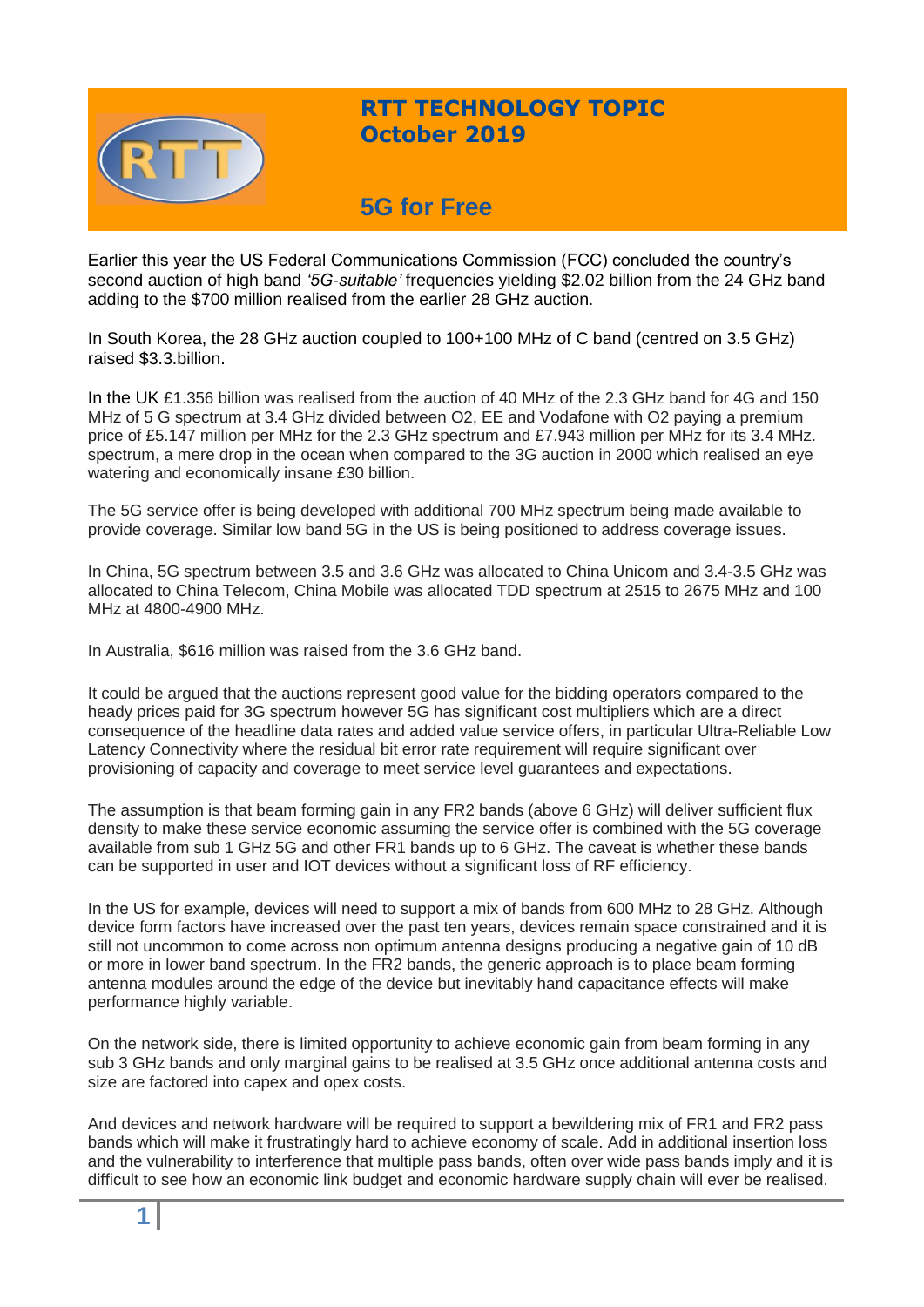# RTT TECHNOLOGY TOPIC
## October 2019

## 5G for Free

Earlier this year the US Federal Communications Commission (FCC) concluded the country's second auction of high band *'5G-suitable'* frequencies yielding $2.02 billion from the 24 GHz band adding to the $700 million realised from the earlier 28 GHz auction.

In South Korea, the 28 GHz auction coupled to 100+100 MHz of C band (centred on 3.5 GHz) raised $3.3.billion.

In the UK £1.356 billion was realised from the auction of 40 MHz of the 2.3 GHz band for 4G and 150 MHz of 5 G spectrum at 3.4 GHz divided between O2, EE and Vodafone with O2 paying a premium price of £5.147 million per MHz for the 2.3 GHz spectrum and £7.943 million per MHz for its 3.4 MHz. spectrum, a mere drop in the ocean when compared to the 3G auction in 2000 which realised an eye watering and economically insane £30 billion.

The 5G service offer is being developed with additional 700 MHz spectrum being made available to provide coverage. Similar low band 5G in the US is being positioned to address coverage issues.

In China, 5G spectrum between 3.5 and 3.6 GHz was allocated to China Unicom and 3.4-3.5 GHz was allocated to China Telecom, China Mobile was allocated TDD spectrum at 2515 to 2675 MHz and 100 MHz at 4800-4900 MHz.

In Australia, $616 million was raised from the 3.6 GHz band.

It could be argued that the auctions represent good value for the bidding operators compared to the heady prices paid for 3G spectrum however 5G has significant cost multipliers which are a direct consequence of the headline data rates and added value service offers, in particular Ultra-Reliable Low Latency Connectivity where the residual bit error rate requirement will require significant over provisioning of capacity and coverage to meet service level guarantees and expectations.

The assumption is that beam forming gain in any FR2 bands (above 6 GHz) will deliver sufficient flux density to make these service economic assuming the service offer is combined with the 5G coverage available from sub 1 GHz 5G and other FR1 bands up to 6 GHz. The caveat is whether these bands can be supported in user and IOT devices without a significant loss of RF efficiency.

In the US for example, devices will need to support a mix of bands from 600 MHz to 28 GHz. Although device form factors have increased over the past ten years, devices remain space constrained and it is still not uncommon to come across non optimum antenna designs producing a negative gain of 10 dB or more in lower band spectrum. In the FR2 bands, the generic approach is to place beam forming antenna modules around the edge of the device but inevitably hand capacitance effects will make performance highly variable.

On the network side, there is limited opportunity to achieve economic gain from beam forming in any sub 3 GHz bands and only marginal gains to be realised at 3.5 GHz once additional antenna costs and size are factored into capex and opex costs.

And devices and network hardware will be required to support a bewildering mix of FR1 and FR2 pass bands which will make it frustratingly hard to achieve economy of scale. Add in additional insertion loss and the vulnerability to interference that multiple pass bands, often over wide pass bands imply and it is difficult to see how an economic link budget and economic hardware supply chain will ever be realised.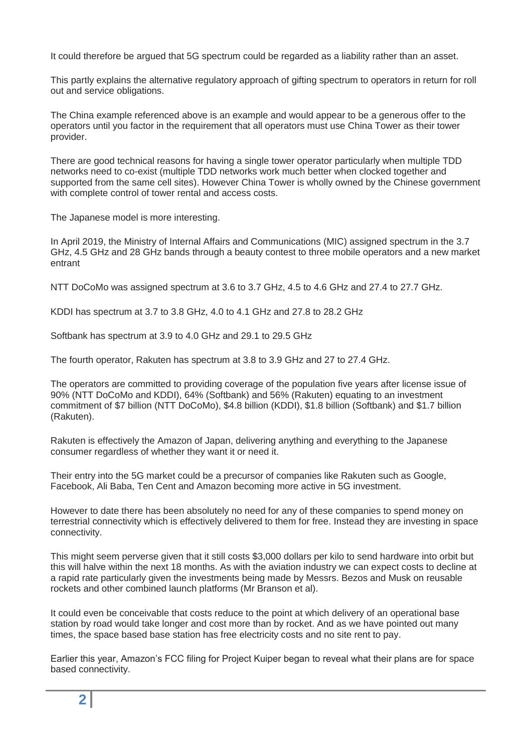It could therefore be argued that 5G spectrum could be regarded as a liability rather than an asset.

This partly explains the alternative regulatory approach of gifting spectrum to operators in return for roll out and service obligations.

The China example referenced above is an example and would appear to be a generous offer to the operators until you factor in the requirement that all operators must use China Tower as their tower provider.

There are good technical reasons for having a single tower operator particularly when multiple TDD networks need to co-exist (multiple TDD networks work much better when clocked together and supported from the same cell sites). However China Tower is wholly owned by the Chinese government with complete control of tower rental and access costs.

The Japanese model is more interesting.

In April 2019, the Ministry of Internal Affairs and Communications (MIC) assigned spectrum in the 3.7 GHz, 4.5 GHz and 28 GHz bands through a beauty contest to three mobile operators and a new market entrant

NTT DoCoMo was assigned spectrum at 3.6 to 3.7 GHz, 4.5 to 4.6 GHz and 27.4 to 27.7 GHz.

KDDI has spectrum at 3.7 to 3.8 GHz, 4.0 to 4.1 GHz and 27.8 to 28.2 GHz

Softbank has spectrum at 3.9 to 4.0 GHz and 29.1 to 29.5 GHz

The fourth operator, Rakuten has spectrum at 3.8 to 3.9 GHz and 27 to 27.4 GHz.

The operators are committed to providing coverage of the population five years after license issue of 90% (NTT DoCoMo and KDDI), 64% (Softbank) and 56% (Rakuten) equating to an investment commitment of $7 billion (NTT DoCoMo), $4.8 billion (KDDI), $1.8 billion (Softbank) and $1.7 billion (Rakuten).

Rakuten is effectively the Amazon of Japan, delivering anything and everything to the Japanese consumer regardless of whether they want it or need it.

Their entry into the 5G market could be a precursor of companies like Rakuten such as Google, Facebook, Ali Baba, Ten Cent and Amazon becoming more active in 5G investment.

However to date there has been absolutely no need for any of these companies to spend money on terrestrial connectivity which is effectively delivered to them for free. Instead they are investing in space connectivity.

This might seem perverse given that it still costs $3,000 dollars per kilo to send hardware into orbit but this will halve within the next 18 months. As with the aviation industry we can expect costs to decline at a rapid rate particularly given the investments being made by Messrs. Bezos and Musk on reusable rockets and other combined launch platforms (Mr Branson et al).

It could even be conceivable that costs reduce to the point at which delivery of an operational base station by road would take longer and cost more than by rocket. And as we have pointed out many times, the space based base station has free electricity costs and no site rent to pay.

Earlier this year, Amazon's FCC filing for Project Kuiper began to reveal what their plans are for space based connectivity.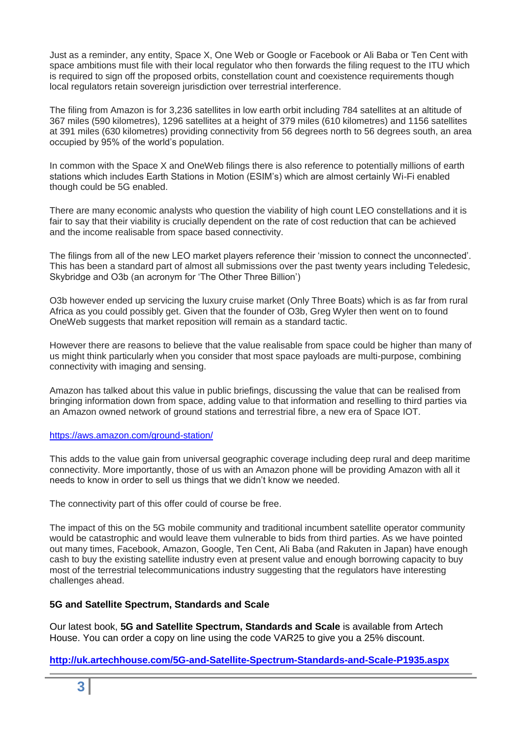Just as a reminder, any entity, Space X, One Web or Google or Facebook or Ali Baba or Ten Cent with space ambitions must file with their local regulator who then forwards the filing request to the ITU which is required to sign off the proposed orbits, constellation count and coexistence requirements though local regulators retain sovereign jurisdiction over terrestrial interference.

The filing from Amazon is for 3,236 satellites in low earth orbit including 784 satellites at an altitude of 367 miles (590 kilometres), 1296 satellites at a height of 379 miles (610 kilometres) and 1156 satellites at 391 miles (630 kilometres) providing connectivity from 56 degrees north to 56 degrees south, an area occupied by 95% of the world's population.

In common with the Space X and OneWeb filings there is also reference to potentially millions of earth stations which includes Earth Stations in Motion (ESIM's) which are almost certainly Wi-Fi enabled though could be 5G enabled.

There are many economic analysts who question the viability of high count LEO constellations and it is fair to say that their viability is crucially dependent on the rate of cost reduction that can be achieved and the income realisable from space based connectivity.

The filings from all of the new LEO market players reference their 'mission to connect the unconnected'. This has been a standard part of almost all submissions over the past twenty years including Teledesic, Skybridge and O3b (an acronym for 'The Other Three Billion')

O3b however ended up servicing the luxury cruise market (Only Three Boats) which is as far from rural Africa as you could possibly get. Given that the founder of O3b, Greg Wyler then went on to found OneWeb suggests that market reposition will remain as a standard tactic.

However there are reasons to believe that the value realisable from space could be higher than many of us might think particularly when you consider that most space payloads are multi-purpose, combining connectivity with imaging and sensing.

Amazon has talked about this value in public briefings, discussing the value that can be realised from bringing information down from space, adding value to that information and reselling to third parties via an Amazon owned network of ground stations and terrestrial fibre, a new era of Space IOT.

https://aws.amazon.com/ground-station/

This adds to the value gain from universal geographic coverage including deep rural and deep maritime connectivity. More importantly, those of us with an Amazon phone will be providing Amazon with all it needs to know in order to sell us things that we didn't know we needed.

The connectivity part of this offer could of course be free.

The impact of this on the 5G mobile community and traditional incumbent satellite operator community would be catastrophic and would leave them vulnerable to bids from third parties. As we have pointed out many times, Facebook, Amazon, Google, Ten Cent, Ali Baba (and Rakuten in Japan) have enough cash to buy the existing satellite industry even at present value and enough borrowing capacity to buy most of the terrestrial telecommunications industry suggesting that the regulators have interesting challenges ahead.

### 5G and Satellite Spectrum, Standards and Scale

Our latest book, **5G and Satellite Spectrum, Standards and Scale** is available from Artech House. You can order a copy on line using the code VAR25 to give you a 25% discount.

**http://uk.artechhouse.com/5G-and-Satellite-Spectrum-Standards-and-Scale-P1935.aspx**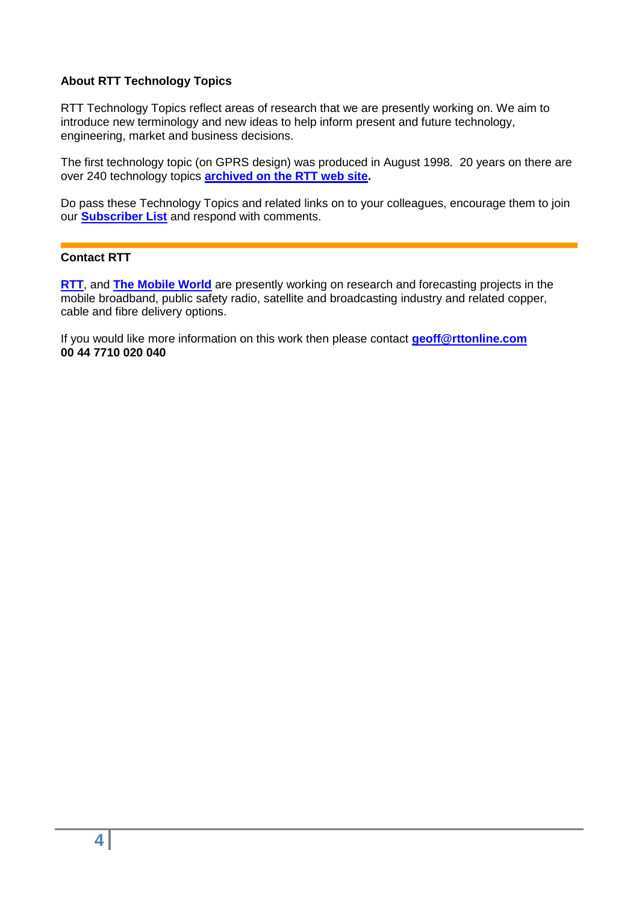**About RTT Technology Topics**

RTT Technology Topics reflect areas of research that we are presently working on. We aim to introduce new terminology and new ideas to help inform present and future technology, engineering, market and business decisions.

The first technology topic (on GPRS design) was produced in August 1998. 20 years on there are over 240 technology topics **archived on the RTT web site.**

Do pass these Technology Topics and related links on to your colleagues, encourage them to join our **Subscriber List** and respond with comments.

**Contact RTT**

**RTT**, and **The Mobile World** are presently working on research and forecasting projects in the mobile broadband, public safety radio, satellite and broadcasting industry and related copper, cable and fibre delivery options.

If you would like more information on this work then please contact **geoff@rttonline.com**
**00 44 7710 020 040**